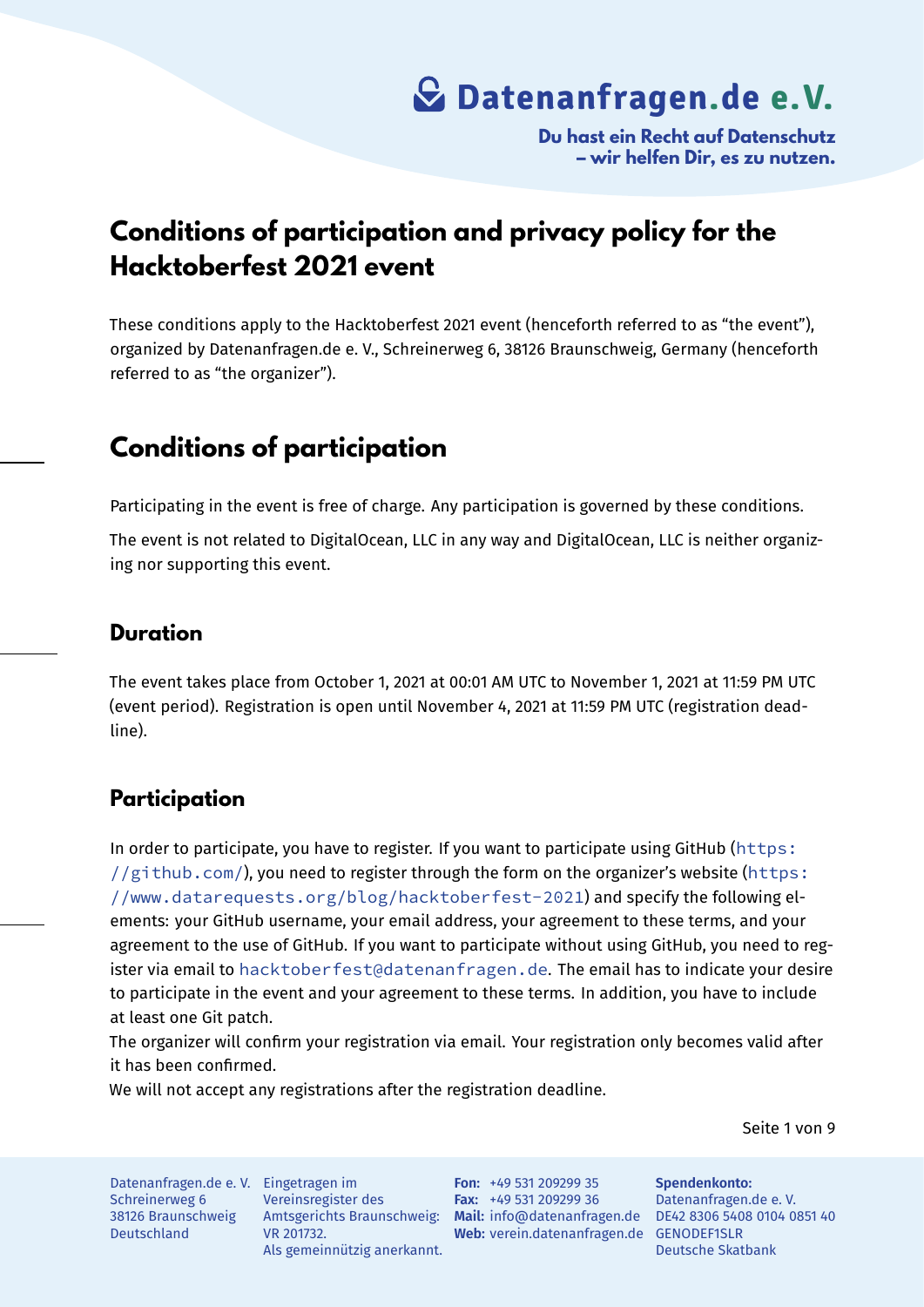# Datenanfragen.de e.V.

**Du hast ein Recht auf Datenschutz – wir helfen Dir, es zu nutzen.**

# Conditions of participation and privacy policy for the Hacktoberfest 2021 event

These conditions apply to the Hacktoberfest 2021 event (henceforth referred to as "the event"), organized by Datenanfragen.de e. V., Schreinerweg 6, 38126 Braunschweig, Germany (henceforth referred to as "the organizer").

## Conditions of participation

Participating in the event is free of charge. Any participation is governed by these conditions.

The event is not related to DigitalOcean, LLC in any way and DigitalOcean, LLC is neither organizing nor supporting this event.

### Duration

The event takes place from October 1, 2021 at 00:01 AM UTC to November 1, 2021 at 11:59 PM UTC (event period). Registration is open until November 4, 2021 at 11:59 PM UTC (registration deadline).

### Participation

In order to participate, you have to register. If you want to participate using GitHub (`https://github.com/`), you need to register through the form on the organizer's website (`https://www.datarequests.org/blog/hacktoberfest-2021`) and specify the following elements: your GitHub username, your email address, your agreement to these terms, and your agreement to the use of GitHub. If you want to participate without using GitHub, you need to register via email to `hacktoberfest@datenanfragen.de`. The email has to indicate your desire to participate in the event and your agreement to these terms. In addition, you have to include at least one Git patch.

The organizer will confirm your registration via email. Your registration only becomes valid after it has been confirmed.

We will not accept any registrations after the registration deadline.

Datenanfragen.de e. V.
Schreinerweg 6
38126 Braunschweig
Deutschland

Eingetragen im Vereinsregister des Amtsgerichts Braunschweig: VR 201732.
Als gemeinnützig anerkannt.

**Fon:** +49 531 209299 35
**Fax:** +49 531 209299 36
**Mail:** info@datenanfragen.de
**Web:** verein.datenanfragen.de

**Spendenkonto:**
Datenanfragen.de e. V.
DE42 8306 5408 0104 0851 40
GENODEF1SLR
Deutsche Skatbank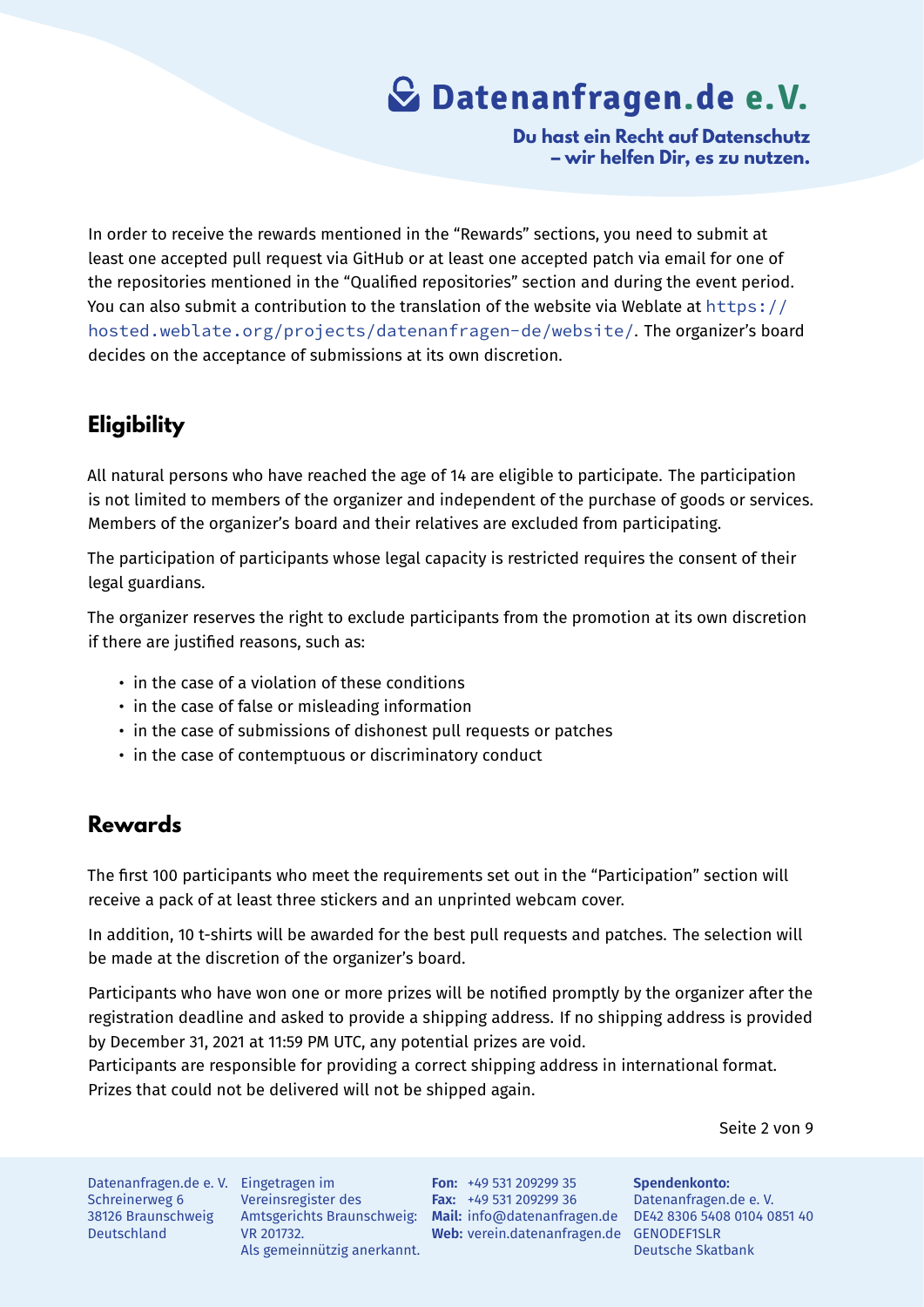In order to receive the rewards mentioned in the “Rewards” sections, you need to submit at least one accepted pull request via GitHub or at least one accepted patch via email for one of the repositories mentioned in the “Qualified repositories” section and during the event period. You can also submit a contribution to the translation of the website via Weblate at `https://hosted.weblate.org/projects/datenanfragen-de/website/`. The organizer’s board decides on the acceptance of submissions at its own discretion.

## Eligibility

All natural persons who have reached the age of 14 are eligible to participate. The participation is not limited to members of the organizer and independent of the purchase of goods or services. Members of the organizer’s board and their relatives are excluded from participating.

The participation of participants whose legal capacity is restricted requires the consent of their legal guardians.

The organizer reserves the right to exclude participants from the promotion at its own discretion if there are justified reasons, such as:

- in the case of a violation of these conditions
- in the case of false or misleading information
- in the case of submissions of dishonest pull requests or patches
- in the case of contemptuous or discriminatory conduct

## Rewards

The first 100 participants who meet the requirements set out in the “Participation” section will receive a pack of at least three stickers and an unprinted webcam cover.

In addition, 10 t-shirts will be awarded for the best pull requests and patches. The selection will be made at the discretion of the organizer’s board.

Participants who have won one or more prizes will be notified promptly by the organizer after the registration deadline and asked to provide a shipping address. If no shipping address is provided by December 31, 2021 at 11:59 PM UTC, any potential prizes are void.
Participants are responsible for providing a correct shipping address in international format. Prizes that could not be delivered will not be shipped again.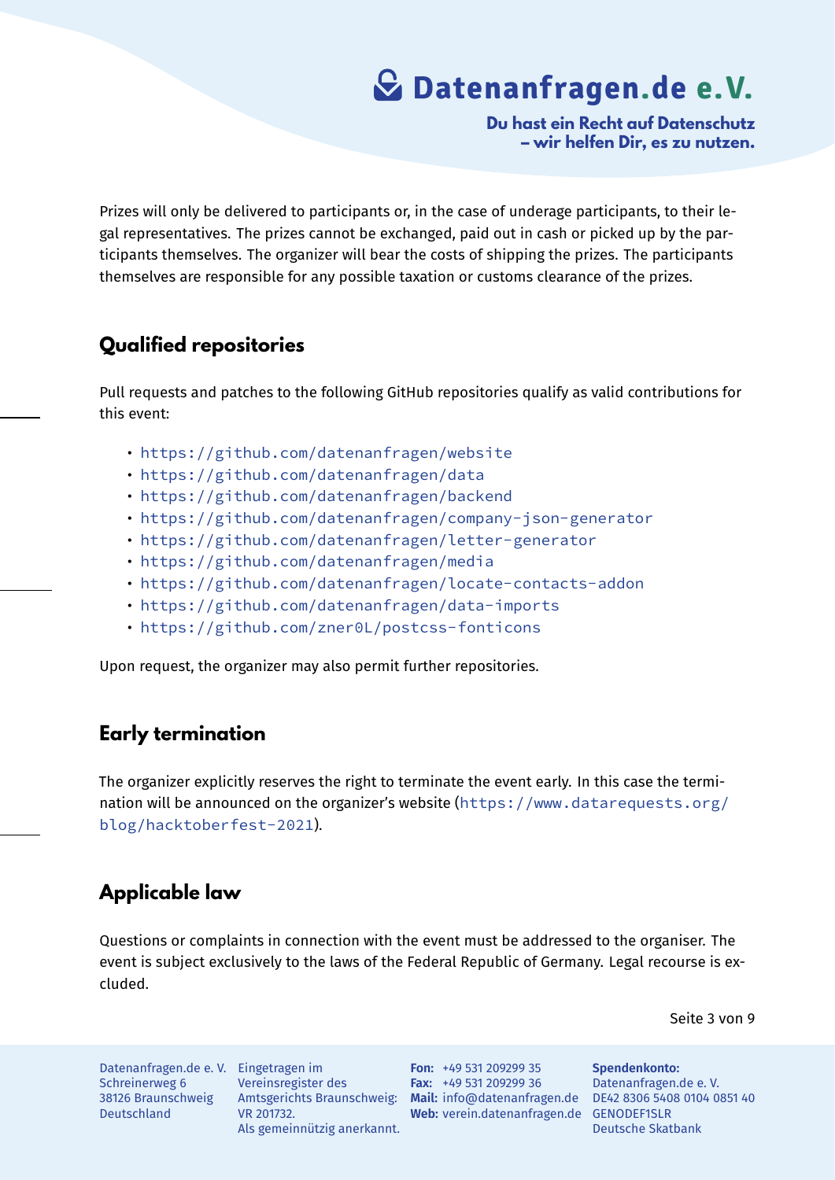Prizes will only be delivered to participants or, in the case of underage participants, to their legal representatives. The prizes cannot be exchanged, paid out in cash or picked up by the participants themselves. The organizer will bear the costs of shipping the prizes. The participants themselves are responsible for any possible taxation or customs clearance of the prizes.

## Qualified repositories

Pull requests and patches to the following GitHub repositories qualify as valid contributions for this event:

- https://github.com/datenanfragen/website
- https://github.com/datenanfragen/data
- https://github.com/datenanfragen/backend
- https://github.com/datenanfragen/company-json-generator
- https://github.com/datenanfragen/letter-generator
- https://github.com/datenanfragen/media
- https://github.com/datenanfragen/locate-contacts-addon
- https://github.com/datenanfragen/data-imports
- https://github.com/zner0L/postcss-fonticons

Upon request, the organizer may also permit further repositories.

## Early termination

The organizer explicitly reserves the right to terminate the event early. In this case the termination will be announced on the organizer's website (https://www.datarequests.org/blog/hacktoberfest-2021).

## Applicable law

Questions or complaints in connection with the event must be addressed to the organiser. The event is subject exclusively to the laws of the Federal Republic of Germany. Legal recourse is excluded.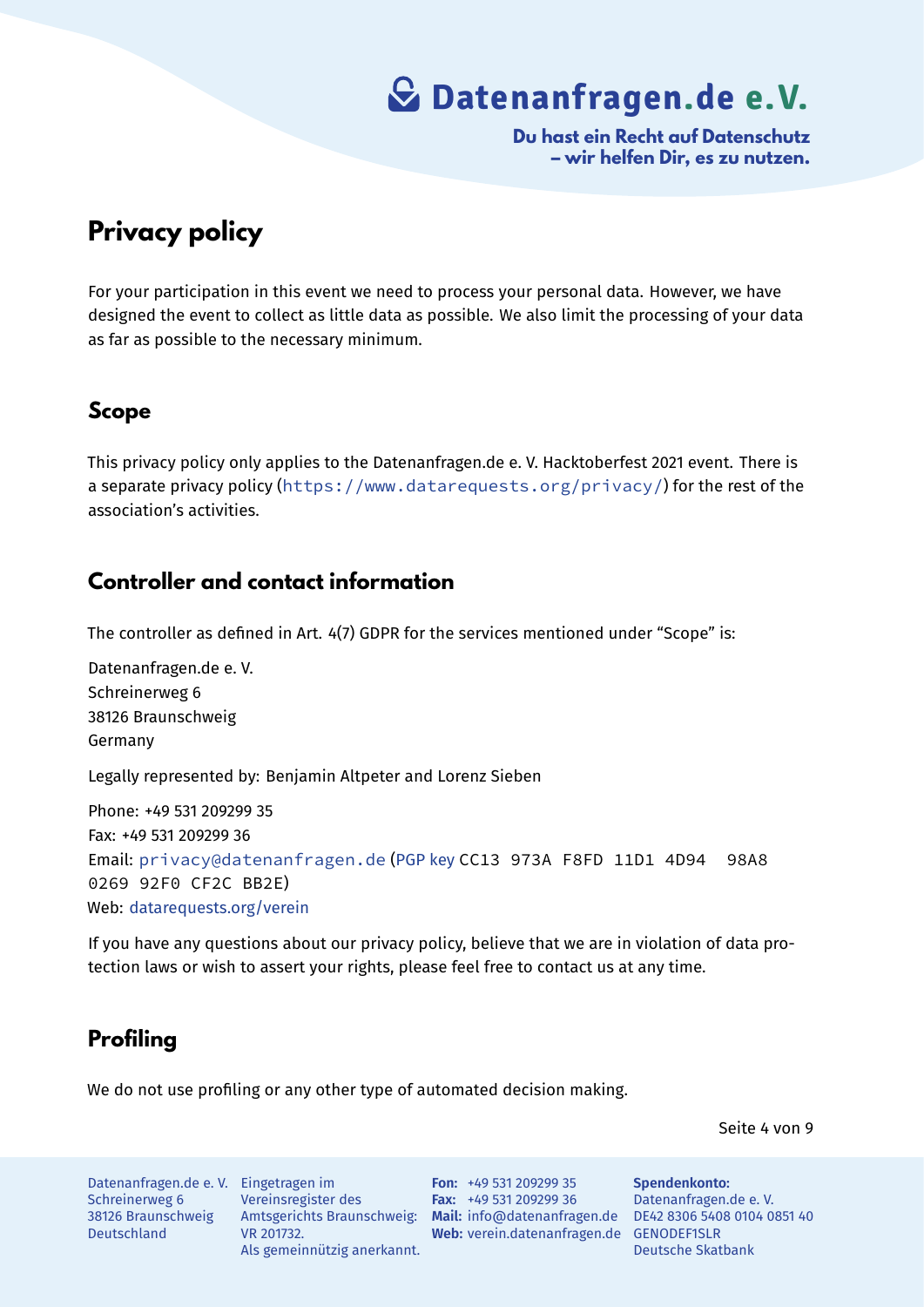## Privacy policy

For your participation in this event we need to process your personal data. However, we have designed the event to collect as little data as possible. We also limit the processing of your data as far as possible to the necessary minimum.

### Scope

This privacy policy only applies to the Datenanfragen.de e. V. Hacktoberfest 2021 event. There is a separate privacy policy (`https://www.datarequests.org/privacy/`) for the rest of the association's activities.

### Controller and contact information

The controller as defined in Art. 4(7) GDPR for the services mentioned under "Scope" is:

Datenanfragen.de e. V.
Schreinerweg 6
38126 Braunschweig
Germany

Legally represented by: Benjamin Altpeter and Lorenz Sieben

Phone: +49 531 209299 35
Fax: +49 531 209299 36
Email: `privacy@datenanfragen.de` (PGP key `CC13 973A F8FD 11D1 4D94 98A8 0269 92F0 CF2C BB2E`)
Web: datarequests.org/verein

If you have any questions about our privacy policy, believe that we are in violation of data protection laws or wish to assert your rights, please feel free to contact us at any time.

### Profiling

We do not use profiling or any other type of automated decision making.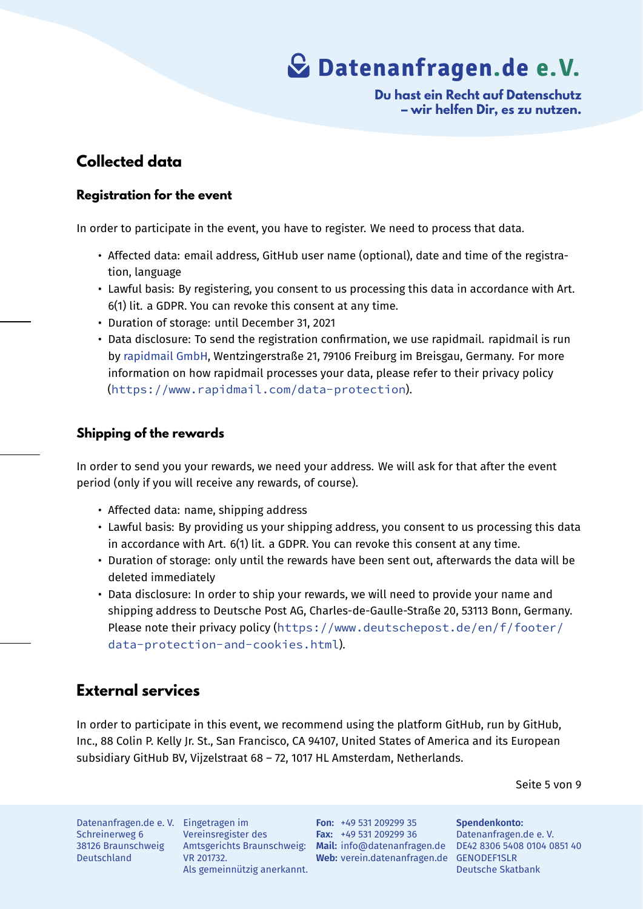## Collected data

### Registration for the event

In order to participate in the event, you have to register. We need to process that data.

- Affected data: email address, GitHub user name (optional), date and time of the registration, language
- Lawful basis: By registering, you consent to us processing this data in accordance with Art. 6(1) lit. a GDPR. You can revoke this consent at any time.
- Duration of storage: until December 31, 2021
- Data disclosure: To send the registration confirmation, we use rapidmail. rapidmail is run by rapidmail GmbH, Wentzingerstraße 21, 79106 Freiburg im Breisgau, Germany. For more information on how rapidmail processes your data, please refer to their privacy policy (`https://www.rapidmail.com/data-protection`).

### Shipping of the rewards

In order to send you your rewards, we need your address. We will ask for that after the event period (only if you will receive any rewards, of course).

- Affected data: name, shipping address
- Lawful basis: By providing us your shipping address, you consent to us processing this data in accordance with Art. 6(1) lit. a GDPR. You can revoke this consent at any time.
- Duration of storage: only until the rewards have been sent out, afterwards the data will be deleted immediately
- Data disclosure: In order to ship your rewards, we will need to provide your name and shipping address to Deutsche Post AG, Charles-de-Gaulle-Straße 20, 53113 Bonn, Germany. Please note their privacy policy (`https://www.deutschepost.de/en/f/footer/data-protection-and-cookies.html`).

## External services

In order to participate in this event, we recommend using the platform GitHub, run by GitHub, Inc., 88 Colin P. Kelly Jr. St., San Francisco, CA 94107, United States of America and its European subsidiary GitHub BV, Vijzelstraat 68 – 72, 1017 HL Amsterdam, Netherlands.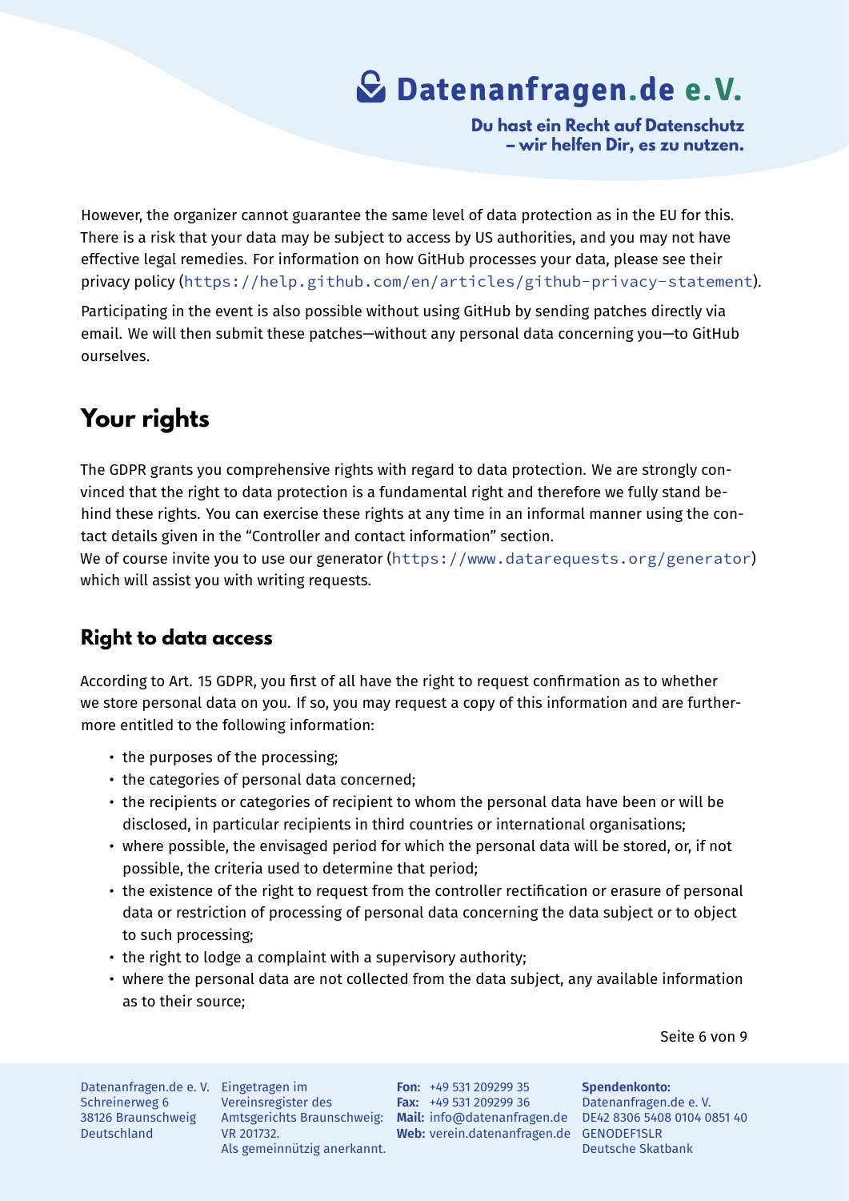However, the organizer cannot guarantee the same level of data protection as in the EU for this. There is a risk that your data may be subject to access by US authorities, and you may not have effective legal remedies. For information on how GitHub processes your data, please see their privacy policy (`https://help.github.com/en/articles/github-privacy-statement`).

Participating in the event is also possible without using GitHub by sending patches directly via email. We will then submit these patches—without any personal data concerning you—to GitHub ourselves.

# Your rights

The GDPR grants you comprehensive rights with regard to data protection. We are strongly convinced that the right to data protection is a fundamental right and therefore we fully stand behind these rights. You can exercise these rights at any time in an informal manner using the contact details given in the “Controller and contact information” section.
We of course invite you to use our generator (`https://www.datarequests.org/generator`) which will assist you with writing requests.

## Right to data access

According to Art. 15 GDPR, you first of all have the right to request confirmation as to whether we store personal data on you. If so, you may request a copy of this information and are furthermore entitled to the following information:

- the purposes of the processing;
- the categories of personal data concerned;
- the recipients or categories of recipient to whom the personal data have been or will be disclosed, in particular recipients in third countries or international organisations;
- where possible, the envisaged period for which the personal data will be stored, or, if not possible, the criteria used to determine that period;
- the existence of the right to request from the controller rectification or erasure of personal data or restriction of processing of personal data concerning the data subject or to object to such processing;
- the right to lodge a complaint with a supervisory authority;
- where the personal data are not collected from the data subject, any available information as to their source;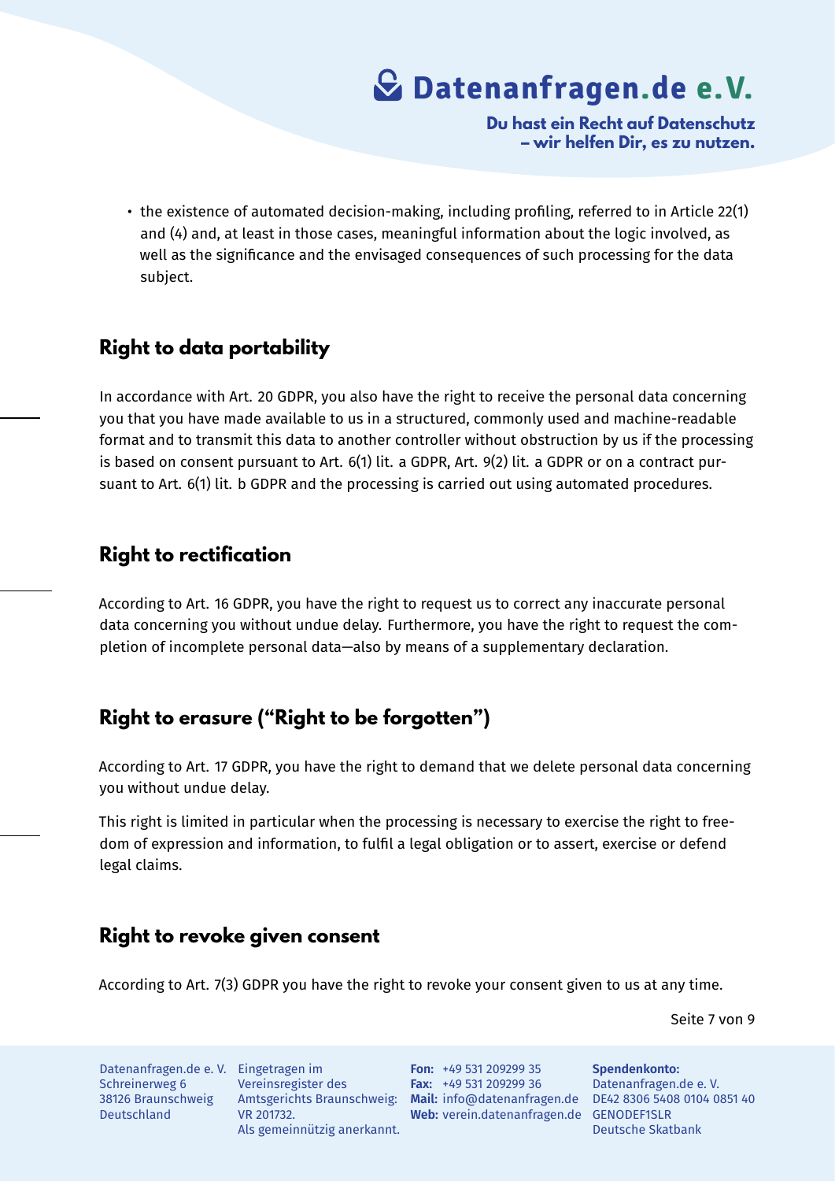- the existence of automated decision-making, including profiling, referred to in Article 22(1) and (4) and, at least in those cases, meaningful information about the logic involved, as well as the significance and the envisaged consequences of such processing for the data subject.

## Right to data portability

In accordance with Art. 20 GDPR, you also have the right to receive the personal data concerning you that you have made available to us in a structured, commonly used and machine-readable format and to transmit this data to another controller without obstruction by us if the processing is based on consent pursuant to Art. 6(1) lit. a GDPR, Art. 9(2) lit. a GDPR or on a contract pursuant to Art. 6(1) lit. b GDPR and the processing is carried out using automated procedures.

## Right to rectification

According to Art. 16 GDPR, you have the right to request us to correct any inaccurate personal data concerning you without undue delay. Furthermore, you have the right to request the completion of incomplete personal data—also by means of a supplementary declaration.

## Right to erasure ("Right to be forgotten")

According to Art. 17 GDPR, you have the right to demand that we delete personal data concerning you without undue delay.

This right is limited in particular when the processing is necessary to exercise the right to freedom of expression and information, to fulfil a legal obligation or to assert, exercise or defend legal claims.

## Right to revoke given consent

According to Art. 7(3) GDPR you have the right to revoke your consent given to us at any time.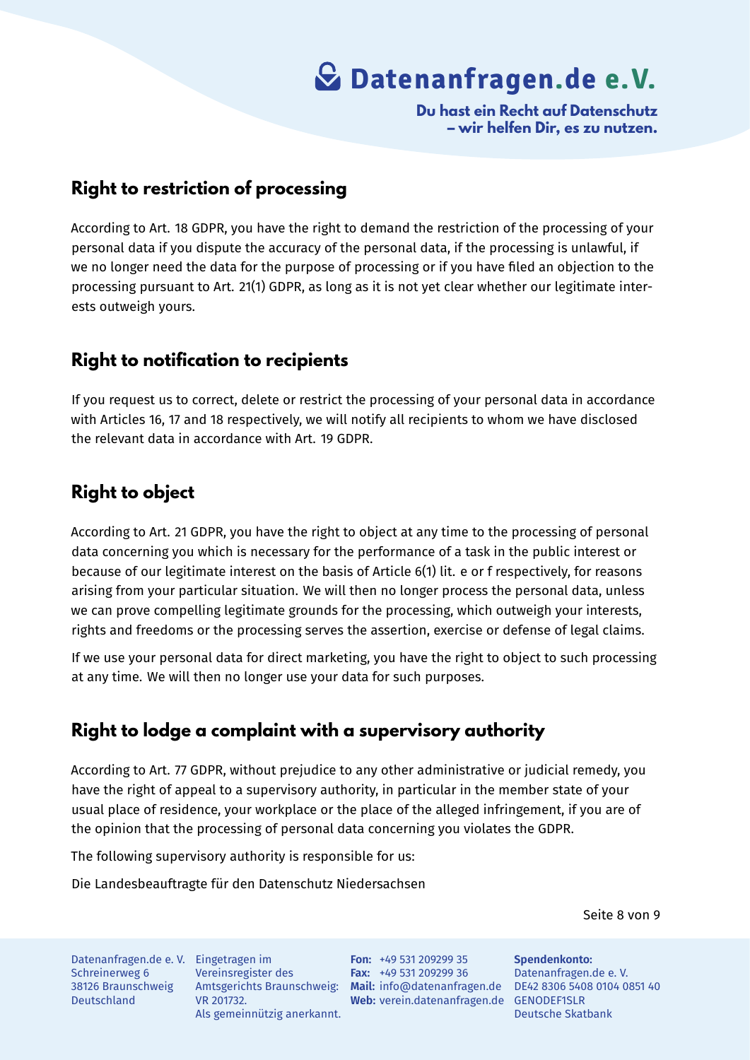## Right to restriction of processing

According to Art. 18 GDPR, you have the right to demand the restriction of the processing of your personal data if you dispute the accuracy of the personal data, if the processing is unlawful, if we no longer need the data for the purpose of processing or if you have filed an objection to the processing pursuant to Art. 21(1) GDPR, as long as it is not yet clear whether our legitimate interests outweigh yours.

## Right to notification to recipients

If you request us to correct, delete or restrict the processing of your personal data in accordance with Articles 16, 17 and 18 respectively, we will notify all recipients to whom we have disclosed the relevant data in accordance with Art. 19 GDPR.

## Right to object

According to Art. 21 GDPR, you have the right to object at any time to the processing of personal data concerning you which is necessary for the performance of a task in the public interest or because of our legitimate interest on the basis of Article 6(1) lit. e or f respectively, for reasons arising from your particular situation. We will then no longer process the personal data, unless we can prove compelling legitimate grounds for the processing, which outweigh your interests, rights and freedoms or the processing serves the assertion, exercise or defense of legal claims.

If we use your personal data for direct marketing, you have the right to object to such processing at any time. We will then no longer use your data for such purposes.

## Right to lodge a complaint with a supervisory authority

According to Art. 77 GDPR, without prejudice to any other administrative or judicial remedy, you have the right of appeal to a supervisory authority, in particular in the member state of your usual place of residence, your workplace or the place of the alleged infringement, if you are of the opinion that the processing of personal data concerning you violates the GDPR.

The following supervisory authority is responsible for us:

Die Landesbeauftragte für den Datenschutz Niedersachsen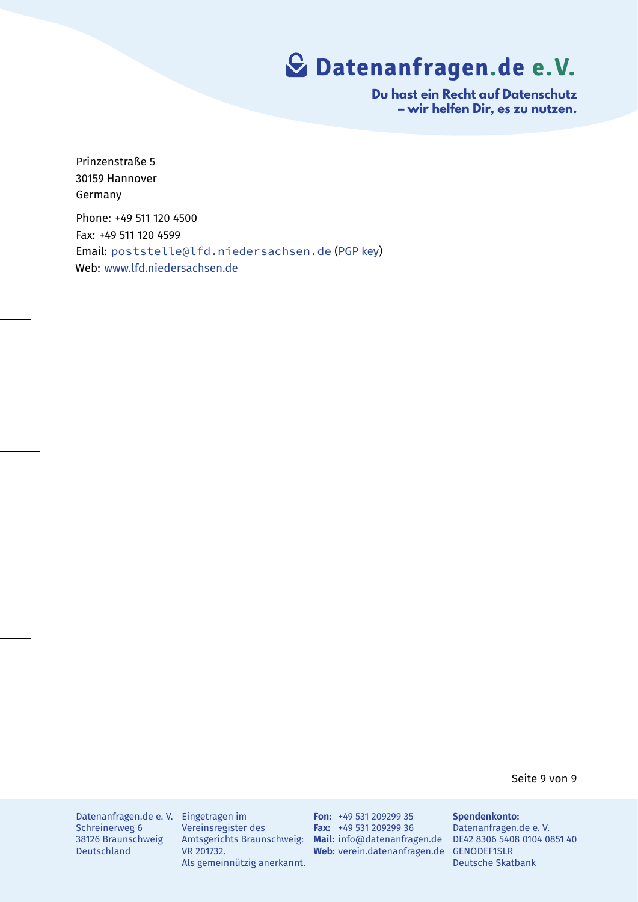Prinzenstraße 5
30159 Hannover
Germany

Phone: +49 511 120 4500
Fax: +49 511 120 4599
Email: poststelle@lfd.niedersachsen.de (PGP key)
Web: www.lfd.niedersachsen.de